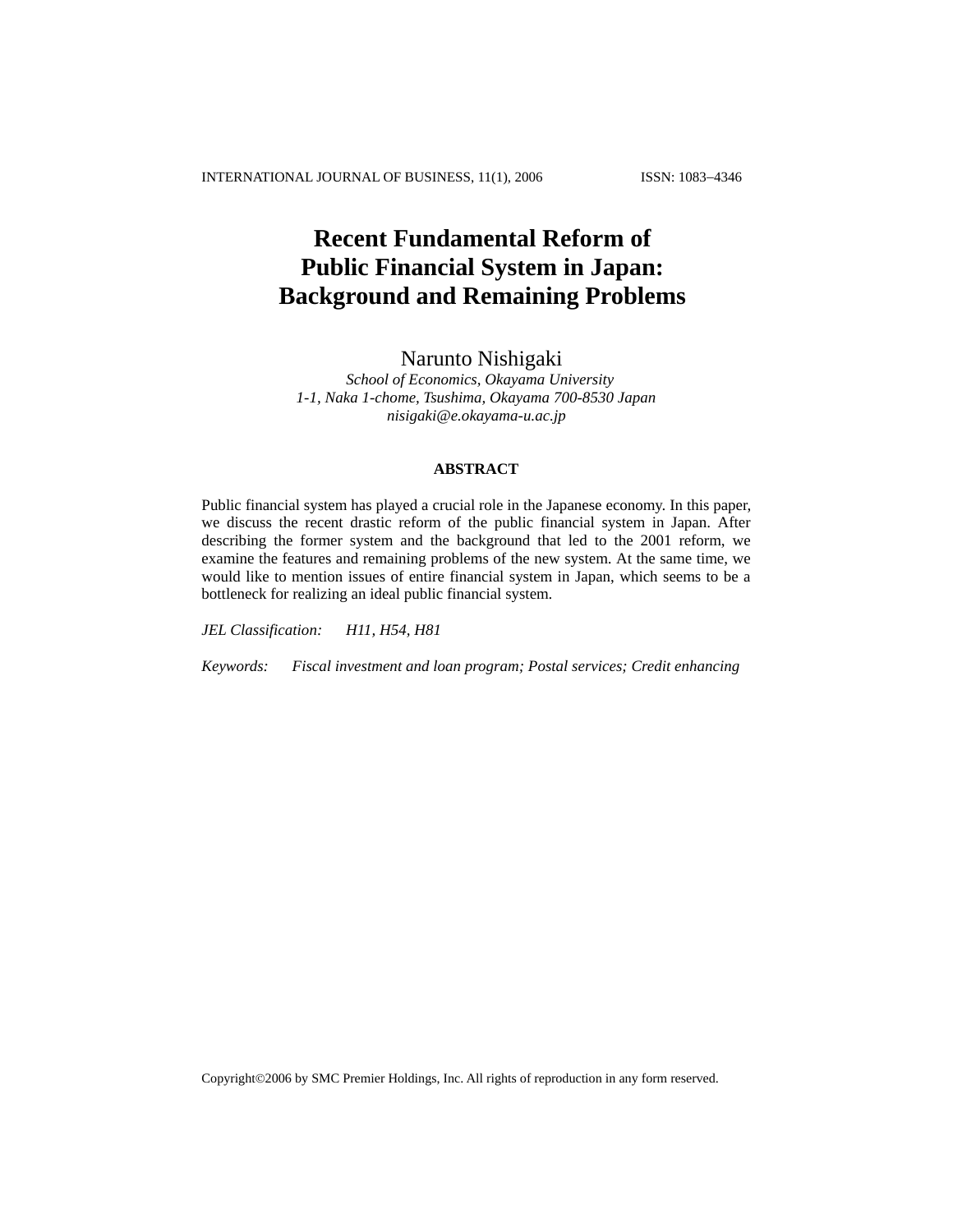# Recent Fundamental Reform of Public Financial System in Japan: Background and Remaining Problems

Narunto Nishigaki

*School of Economics, Okayama University*
*1-1, Naka 1-chome, Tsushima, Okayama 700-8530 Japan*
*nisigaki@e.okayama-u.ac.jp*

## ABSTRACT

Public financial system has played a crucial role in the Japanese economy. In this paper, we discuss the recent drastic reform of the public financial system in Japan. After describing the former system and the background that led to the 2001 reform, we examine the features and remaining problems of the new system. At the same time, we would like to mention issues of entire financial system in Japan, which seems to be a bottleneck for realizing an ideal public financial system.

*JEL Classification:* *H11, H54, H81*

*Keywords:* *Fiscal investment and loan program; Postal services; Credit enhancing*

Copyright©2006 by SMC Premier Holdings, Inc. All rights of reproduction in any form reserved.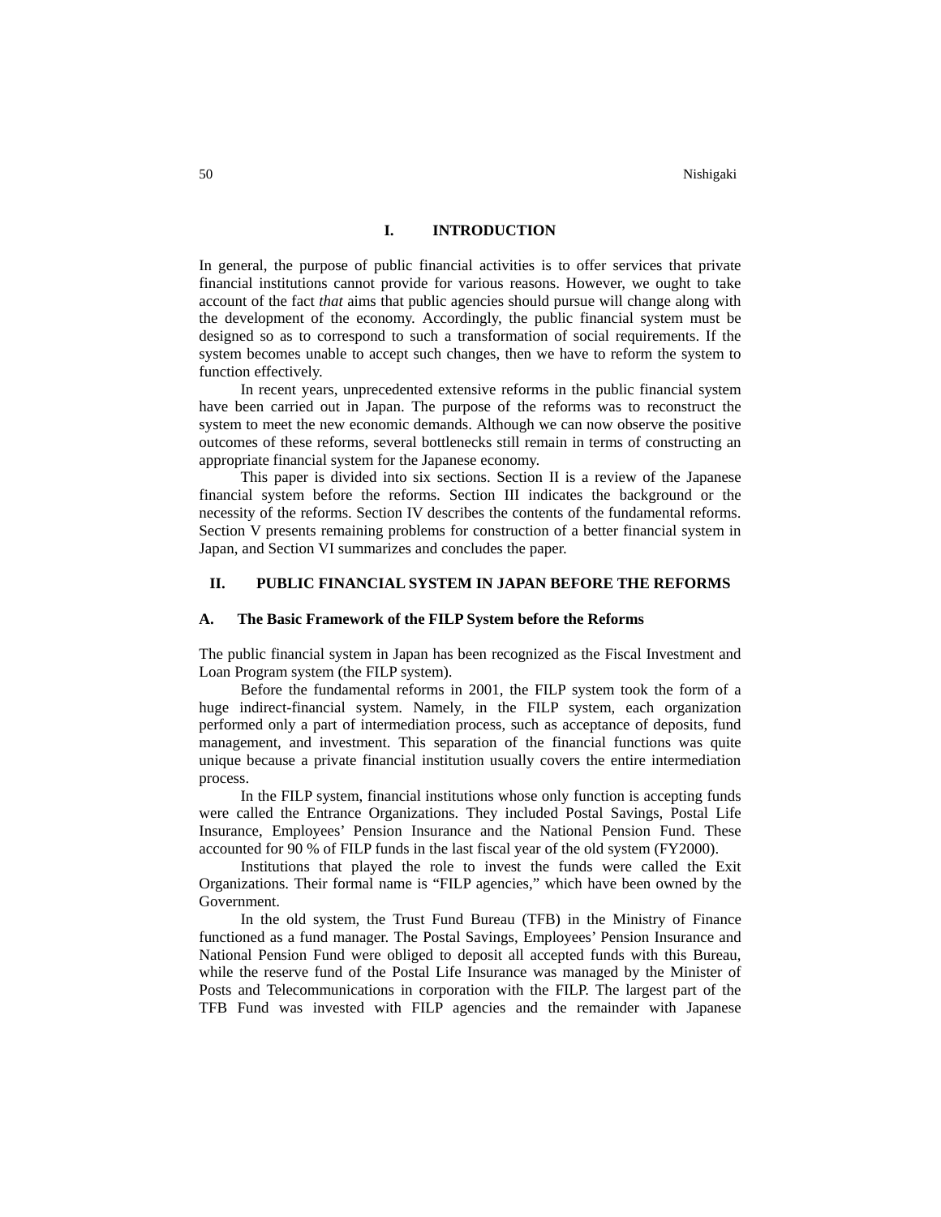## I. INTRODUCTION

In general, the purpose of public financial activities is to offer services that private financial institutions cannot provide for various reasons. However, we ought to take account of the fact *that* aims that public agencies should pursue will change along with the development of the economy. Accordingly, the public financial system must be designed so as to correspond to such a transformation of social requirements. If the system becomes unable to accept such changes, then we have to reform the system to function effectively.

In recent years, unprecedented extensive reforms in the public financial system have been carried out in Japan. The purpose of the reforms was to reconstruct the system to meet the new economic demands. Although we can now observe the positive outcomes of these reforms, several bottlenecks still remain in terms of constructing an appropriate financial system for the Japanese economy.

This paper is divided into six sections. Section II is a review of the Japanese financial system before the reforms. Section III indicates the background or the necessity of the reforms. Section IV describes the contents of the fundamental reforms. Section V presents remaining problems for construction of a better financial system in Japan, and Section VI summarizes and concludes the paper.

## II. PUBLIC FINANCIAL SYSTEM IN JAPAN BEFORE THE REFORMS

### A. The Basic Framework of the FILP System before the Reforms

The public financial system in Japan has been recognized as the Fiscal Investment and Loan Program system (the FILP system).

Before the fundamental reforms in 2001, the FILP system took the form of a huge indirect-financial system. Namely, in the FILP system, each organization performed only a part of intermediation process, such as acceptance of deposits, fund management, and investment. This separation of the financial functions was quite unique because a private financial institution usually covers the entire intermediation process.

In the FILP system, financial institutions whose only function is accepting funds were called the Entrance Organizations. They included Postal Savings, Postal Life Insurance, Employees' Pension Insurance and the National Pension Fund. These accounted for 90 % of FILP funds in the last fiscal year of the old system (FY2000).

Institutions that played the role to invest the funds were called the Exit Organizations. Their formal name is "FILP agencies," which have been owned by the Government.

In the old system, the Trust Fund Bureau (TFB) in the Ministry of Finance functioned as a fund manager. The Postal Savings, Employees' Pension Insurance and National Pension Fund were obliged to deposit all accepted funds with this Bureau, while the reserve fund of the Postal Life Insurance was managed by the Minister of Posts and Telecommunications in corporation with the FILP. The largest part of the TFB Fund was invested with FILP agencies and the remainder with Japanese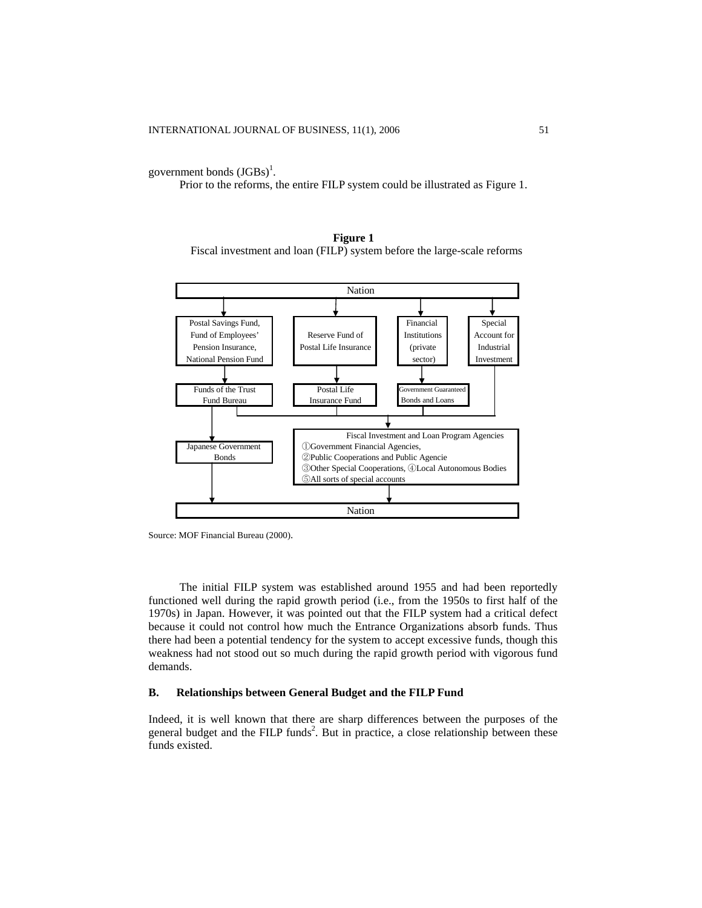government bonds (JGBs)[1].

Prior to the reforms, the entire FILP system could be illustrated as Figure 1.

**Figure 1**
Fiscal investment and loan (FILP) system before the large-scale reforms

Nation

Postal Savings Fund, Fund of Employees' Pension Insurance, National Pension Fund

Reserve Fund of Postal Life Insurance

Financial Institutions (private sector)

Special Account for Industrial Investment

Funds of the Trust Fund Bureau

Postal Life Insurance Fund

Government Guaranteed Bonds and Loans

Japanese Government Bonds

Fiscal Investment and Loan Program Agencies
①Government Financial Agencies,
②Public Cooperations and Public Agencie
③Other Special Cooperations, ④Local Autonomous Bodies
⑤All sorts of special accounts

Nation

Source: MOF Financial Bureau (2000).

The initial FILP system was established around 1955 and had been reportedly functioned well during the rapid growth period (i.e., from the 1950s to first half of the 1970s) in Japan. However, it was pointed out that the FILP system had a critical defect because it could not control how much the Entrance Organizations absorb funds. Thus there had been a potential tendency for the system to accept excessive funds, though this weakness had not stood out so much during the rapid growth period with vigorous fund demands.

### B. Relationships between General Budget and the FILP Fund

Indeed, it is well known that there are sharp differences between the purposes of the general budget and the FILP funds[2]. But in practice, a close relationship between these funds existed.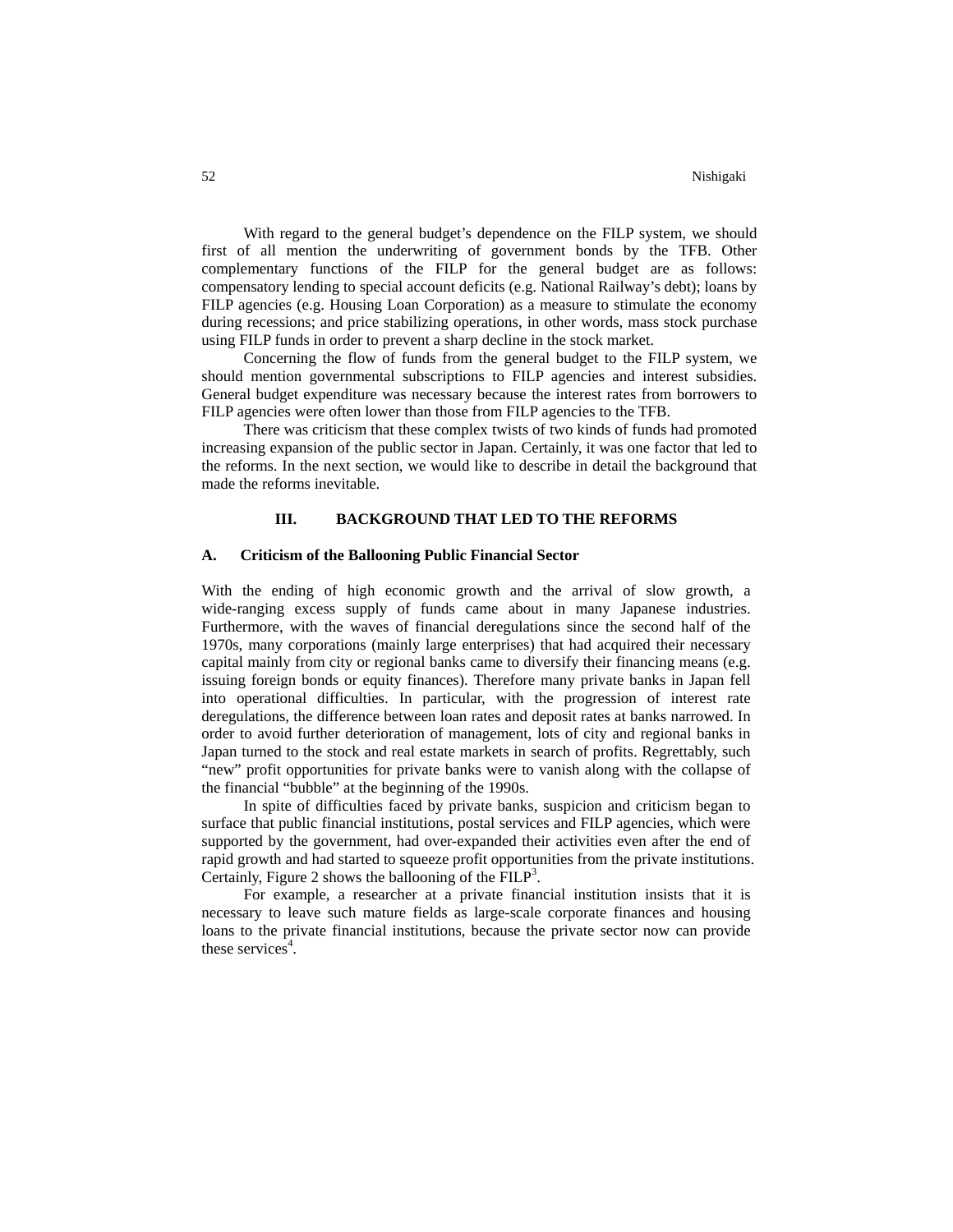With regard to the general budget's dependence on the FILP system, we should first of all mention the underwriting of government bonds by the TFB. Other complementary functions of the FILP for the general budget are as follows: compensatory lending to special account deficits (e.g. National Railway's debt); loans by FILP agencies (e.g. Housing Loan Corporation) as a measure to stimulate the economy during recessions; and price stabilizing operations, in other words, mass stock purchase using FILP funds in order to prevent a sharp decline in the stock market.

Concerning the flow of funds from the general budget to the FILP system, we should mention governmental subscriptions to FILP agencies and interest subsidies. General budget expenditure was necessary because the interest rates from borrowers to FILP agencies were often lower than those from FILP agencies to the TFB.

There was criticism that these complex twists of two kinds of funds had promoted increasing expansion of the public sector in Japan. Certainly, it was one factor that led to the reforms. In the next section, we would like to describe in detail the background that made the reforms inevitable.

## III. BACKGROUND THAT LED TO THE REFORMS

### A. Criticism of the Ballooning Public Financial Sector

With the ending of high economic growth and the arrival of slow growth, a wide-ranging excess supply of funds came about in many Japanese industries. Furthermore, with the waves of financial deregulations since the second half of the 1970s, many corporations (mainly large enterprises) that had acquired their necessary capital mainly from city or regional banks came to diversify their financing means (e.g. issuing foreign bonds or equity finances). Therefore many private banks in Japan fell into operational difficulties. In particular, with the progression of interest rate deregulations, the difference between loan rates and deposit rates at banks narrowed. In order to avoid further deterioration of management, lots of city and regional banks in Japan turned to the stock and real estate markets in search of profits. Regrettably, such "new" profit opportunities for private banks were to vanish along with the collapse of the financial "bubble" at the beginning of the 1990s.

In spite of difficulties faced by private banks, suspicion and criticism began to surface that public financial institutions, postal services and FILP agencies, which were supported by the government, had over-expanded their activities even after the end of rapid growth and had started to squeeze profit opportunities from the private institutions. Certainly, Figure 2 shows the ballooning of the FILP[3].

For example, a researcher at a private financial institution insists that it is necessary to leave such mature fields as large-scale corporate finances and housing loans to the private financial institutions, because the private sector now can provide these services[4].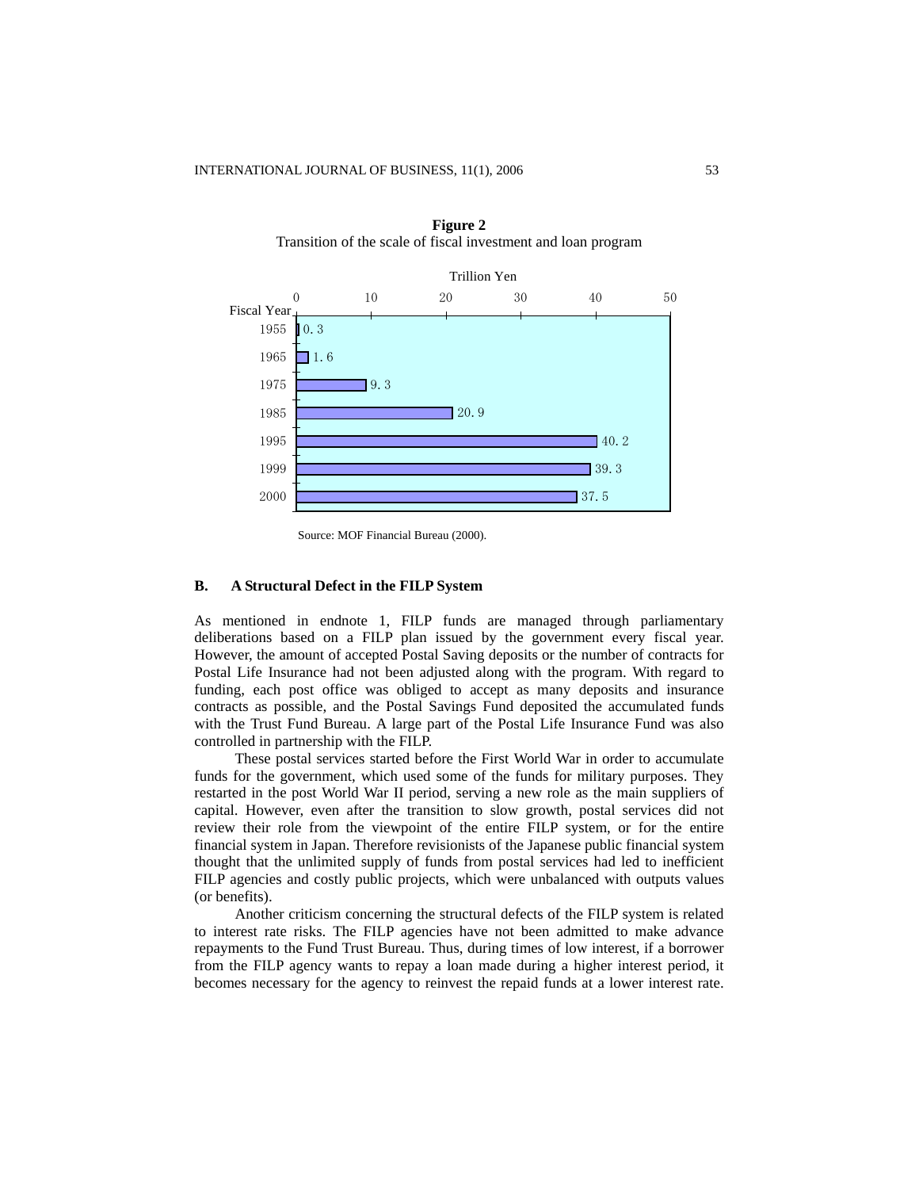**Figure 2**
Transition of the scale of fiscal investment and loan program

| Fiscal Year | Trillion Yen |
| --- | --- |
| 1955 | 0.3 |
| 1965 | 1.6 |
| 1975 | 9.3 |
| 1985 | 20.9 |
| 1995 | 40.2 |
| 1999 | 39.3 |
| 2000 | 37.5 |

Source: MOF Financial Bureau (2000).

### B. A Structural Defect in the FILP System

As mentioned in endnote 1, FILP funds are managed through parliamentary deliberations based on a FILP plan issued by the government every fiscal year. However, the amount of accepted Postal Saving deposits or the number of contracts for Postal Life Insurance had not been adjusted along with the program. With regard to funding, each post office was obliged to accept as many deposits and insurance contracts as possible, and the Postal Savings Fund deposited the accumulated funds with the Trust Fund Bureau. A large part of the Postal Life Insurance Fund was also controlled in partnership with the FILP.

These postal services started before the First World War in order to accumulate funds for the government, which used some of the funds for military purposes. They restarted in the post World War II period, serving a new role as the main suppliers of capital. However, even after the transition to slow growth, postal services did not review their role from the viewpoint of the entire FILP system, or for the entire financial system in Japan. Therefore revisionists of the Japanese public financial system thought that the unlimited supply of funds from postal services had led to inefficient FILP agencies and costly public projects, which were unbalanced with outputs values (or benefits).

Another criticism concerning the structural defects of the FILP system is related to interest rate risks. The FILP agencies have not been admitted to make advance repayments to the Fund Trust Bureau. Thus, during times of low interest, if a borrower from the FILP agency wants to repay a loan made during a higher interest period, it becomes necessary for the agency to reinvest the repaid funds at a lower interest rate.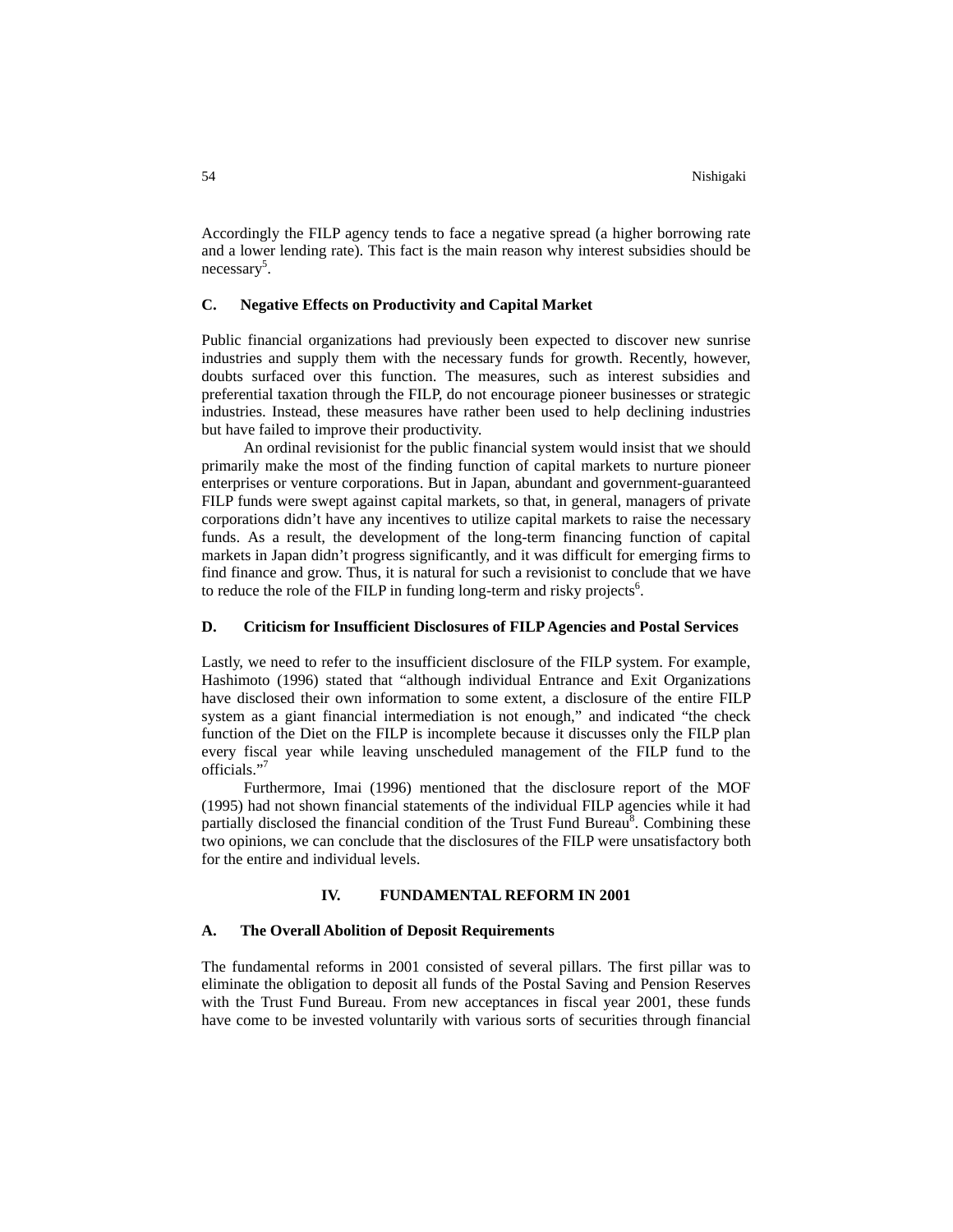Accordingly the FILP agency tends to face a negative spread (a higher borrowing rate and a lower lending rate). This fact is the main reason why interest subsidies should be necessary[5].

### C. Negative Effects on Productivity and Capital Market

Public financial organizations had previously been expected to discover new sunrise industries and supply them with the necessary funds for growth. Recently, however, doubts surfaced over this function. The measures, such as interest subsidies and preferential taxation through the FILP, do not encourage pioneer businesses or strategic industries. Instead, these measures have rather been used to help declining industries but have failed to improve their productivity.

An ordinal revisionist for the public financial system would insist that we should primarily make the most of the finding function of capital markets to nurture pioneer enterprises or venture corporations. But in Japan, abundant and government-guaranteed FILP funds were swept against capital markets, so that, in general, managers of private corporations didn't have any incentives to utilize capital markets to raise the necessary funds. As a result, the development of the long-term financing function of capital markets in Japan didn't progress significantly, and it was difficult for emerging firms to find finance and grow. Thus, it is natural for such a revisionist to conclude that we have to reduce the role of the FILP in funding long-term and risky projects[6].

### D. Criticism for Insufficient Disclosures of FILP Agencies and Postal Services

Lastly, we need to refer to the insufficient disclosure of the FILP system. For example, Hashimoto (1996) stated that "although individual Entrance and Exit Organizations have disclosed their own information to some extent, a disclosure of the entire FILP system as a giant financial intermediation is not enough," and indicated "the check function of the Diet on the FILP is incomplete because it discusses only the FILP plan every fiscal year while leaving unscheduled management of the FILP fund to the officials."[7]

Furthermore, Imai (1996) mentioned that the disclosure report of the MOF (1995) had not shown financial statements of the individual FILP agencies while it had partially disclosed the financial condition of the Trust Fund Bureau[8]. Combining these two opinions, we can conclude that the disclosures of the FILP were unsatisfactory both for the entire and individual levels.

## IV. FUNDAMENTAL REFORM IN 2001

### A. The Overall Abolition of Deposit Requirements

The fundamental reforms in 2001 consisted of several pillars. The first pillar was to eliminate the obligation to deposit all funds of the Postal Saving and Pension Reserves with the Trust Fund Bureau. From new acceptances in fiscal year 2001, these funds have come to be invested voluntarily with various sorts of securities through financial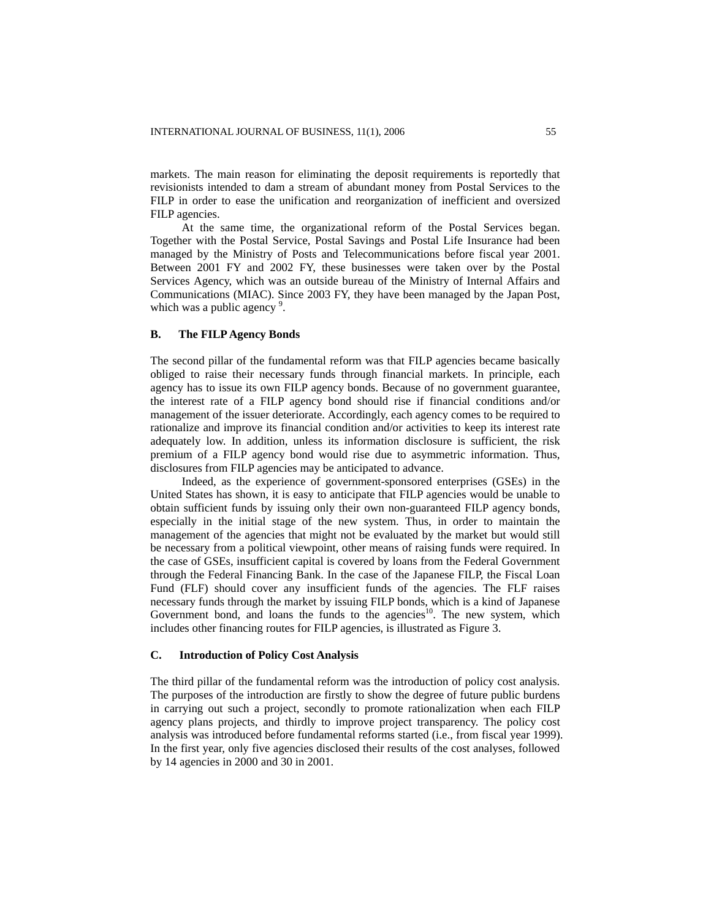markets. The main reason for eliminating the deposit requirements is reportedly that revisionists intended to dam a stream of abundant money from Postal Services to the FILP in order to ease the unification and reorganization of inefficient and oversized FILP agencies.

At the same time, the organizational reform of the Postal Services began. Together with the Postal Service, Postal Savings and Postal Life Insurance had been managed by the Ministry of Posts and Telecommunications before fiscal year 2001. Between 2001 FY and 2002 FY, these businesses were taken over by the Postal Services Agency, which was an outside bureau of the Ministry of Internal Affairs and Communications (MIAC). Since 2003 FY, they have been managed by the Japan Post, which was a public agency [9].

### B. The FILP Agency Bonds

The second pillar of the fundamental reform was that FILP agencies became basically obliged to raise their necessary funds through financial markets. In principle, each agency has to issue its own FILP agency bonds. Because of no government guarantee, the interest rate of a FILP agency bond should rise if financial conditions and/or management of the issuer deteriorate. Accordingly, each agency comes to be required to rationalize and improve its financial condition and/or activities to keep its interest rate adequately low. In addition, unless its information disclosure is sufficient, the risk premium of a FILP agency bond would rise due to asymmetric information. Thus, disclosures from FILP agencies may be anticipated to advance.

Indeed, as the experience of government-sponsored enterprises (GSEs) in the United States has shown, it is easy to anticipate that FILP agencies would be unable to obtain sufficient funds by issuing only their own non-guaranteed FILP agency bonds, especially in the initial stage of the new system. Thus, in order to maintain the management of the agencies that might not be evaluated by the market but would still be necessary from a political viewpoint, other means of raising funds were required. In the case of GSEs, insufficient capital is covered by loans from the Federal Government through the Federal Financing Bank. In the case of the Japanese FILP, the Fiscal Loan Fund (FLF) should cover any insufficient funds of the agencies. The FLF raises necessary funds through the market by issuing FILP bonds, which is a kind of Japanese Government bond, and loans the funds to the agencies[10]. The new system, which includes other financing routes for FILP agencies, is illustrated as Figure 3.

### C. Introduction of Policy Cost Analysis

The third pillar of the fundamental reform was the introduction of policy cost analysis. The purposes of the introduction are firstly to show the degree of future public burdens in carrying out such a project, secondly to promote rationalization when each FILP agency plans projects, and thirdly to improve project transparency. The policy cost analysis was introduced before fundamental reforms started (i.e., from fiscal year 1999). In the first year, only five agencies disclosed their results of the cost analyses, followed by 14 agencies in 2000 and 30 in 2001.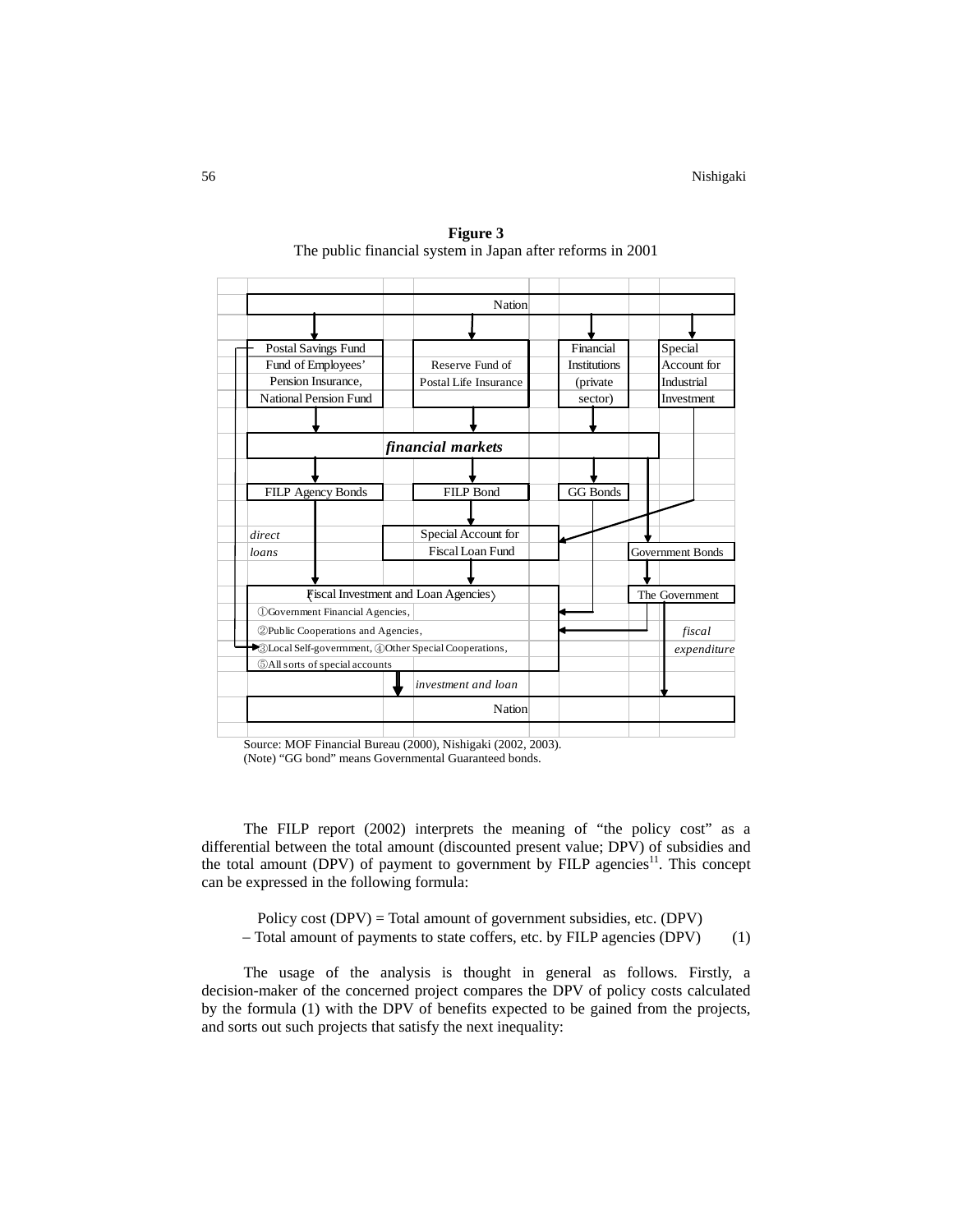**Figure 3**
The public financial system in Japan after reforms in 2001

Nation

Postal Savings Fund
Fund of Employees' Pension Insurance, National Pension Fund

Reserve Fund of Postal Life Insurance

Financial Institutions (private sector)

Special Account for Industrial Investment

***financial markets***

FILP Agency Bonds

FILP Bond

GG Bonds

*direct loans*

Special Account for Fiscal Loan Fund

Government Bonds

〈Fiscal Investment and Loan Agencies〉
①Government Financial Agencies,
②Public Cooperations and Agencies,
③Local Self-government, ④Other Special Cooperations,
⑤All sorts of special accounts

The Government

*fiscal expenditure*

*investment and loan*

Nation

Source: MOF Financial Bureau (2000), Nishigaki (2002, 2003).
(Note) "GG bond" means Governmental Guaranteed bonds.

The FILP report (2002) interprets the meaning of "the policy cost" as a differential between the total amount (discounted present value; DPV) of subsidies and the total amount (DPV) of payment to government by FILP agencies[11]. This concept can be expressed in the following formula:

$$\begin{aligned}&\text{Policy cost (DPV)} = \text{Total amount of government subsidies, etc. (DPV)}\\&- \text{Total amount of payments to state coffers, etc. by FILP agencies (DPV)}\end{aligned} \qquad (1)$$

The usage of the analysis is thought in general as follows. Firstly, a decision-maker of the concerned project compares the DPV of policy costs calculated by the formula (1) with the DPV of benefits expected to be gained from the projects, and sorts out such projects that satisfy the next inequality: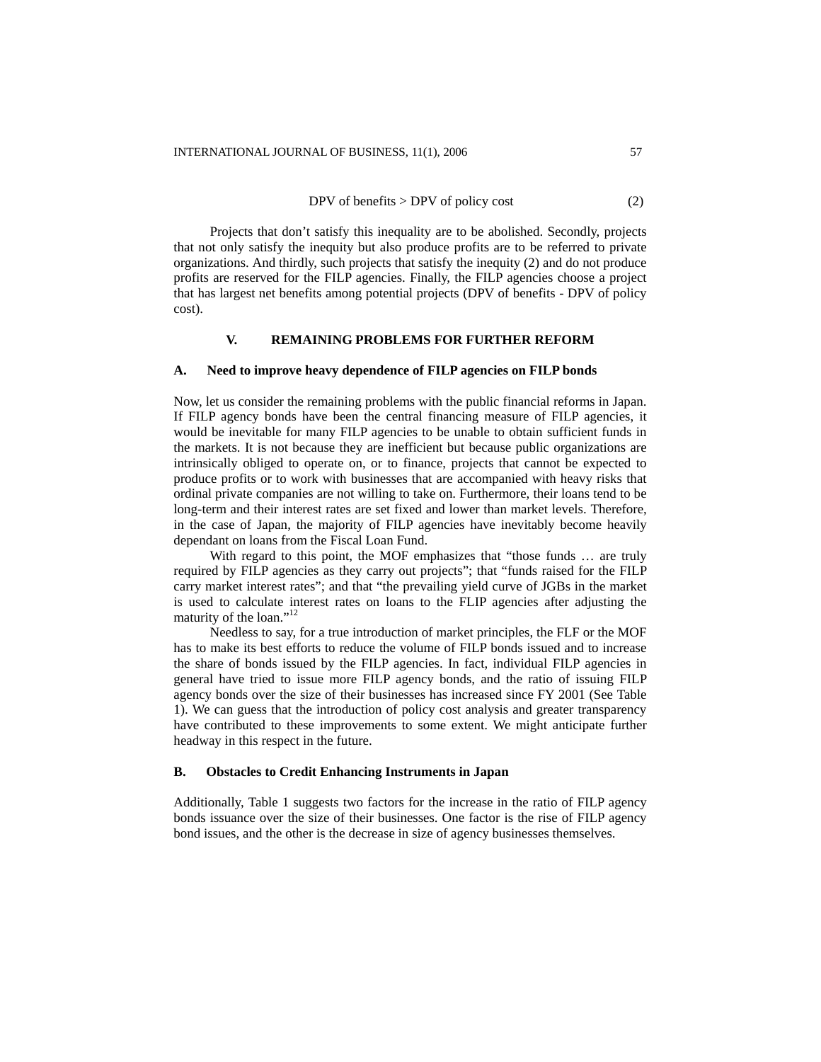$$\text{DPV of benefits} > \text{DPV of policy cost} \quad (2)$$

Projects that don't satisfy this inequality are to be abolished. Secondly, projects that not only satisfy the inequity but also produce profits are to be referred to private organizations. And thirdly, such projects that satisfy the inequity (2) and do not produce profits are reserved for the FILP agencies. Finally, the FILP agencies choose a project that has largest net benefits among potential projects (DPV of benefits - DPV of policy cost).

## V. REMAINING PROBLEMS FOR FURTHER REFORM

### A. Need to improve heavy dependence of FILP agencies on FILP bonds

Now, let us consider the remaining problems with the public financial reforms in Japan. If FILP agency bonds have been the central financing measure of FILP agencies, it would be inevitable for many FILP agencies to be unable to obtain sufficient funds in the markets. It is not because they are inefficient but because public organizations are intrinsically obliged to operate on, or to finance, projects that cannot be expected to produce profits or to work with businesses that are accompanied with heavy risks that ordinal private companies are not willing to take on. Furthermore, their loans tend to be long-term and their interest rates are set fixed and lower than market levels. Therefore, in the case of Japan, the majority of FILP agencies have inevitably become heavily dependant on loans from the Fiscal Loan Fund.

With regard to this point, the MOF emphasizes that "those funds … are truly required by FILP agencies as they carry out projects"; that "funds raised for the FILP carry market interest rates"; and that "the prevailing yield curve of JGBs in the market is used to calculate interest rates on loans to the FLIP agencies after adjusting the maturity of the loan."[12]

Needless to say, for a true introduction of market principles, the FLF or the MOF has to make its best efforts to reduce the volume of FILP bonds issued and to increase the share of bonds issued by the FILP agencies. In fact, individual FILP agencies in general have tried to issue more FILP agency bonds, and the ratio of issuing FILP agency bonds over the size of their businesses has increased since FY 2001 (See Table 1). We can guess that the introduction of policy cost analysis and greater transparency have contributed to these improvements to some extent. We might anticipate further headway in this respect in the future.

### B. Obstacles to Credit Enhancing Instruments in Japan

Additionally, Table 1 suggests two factors for the increase in the ratio of FILP agency bonds issuance over the size of their businesses. One factor is the rise of FILP agency bond issues, and the other is the decrease in size of agency businesses themselves.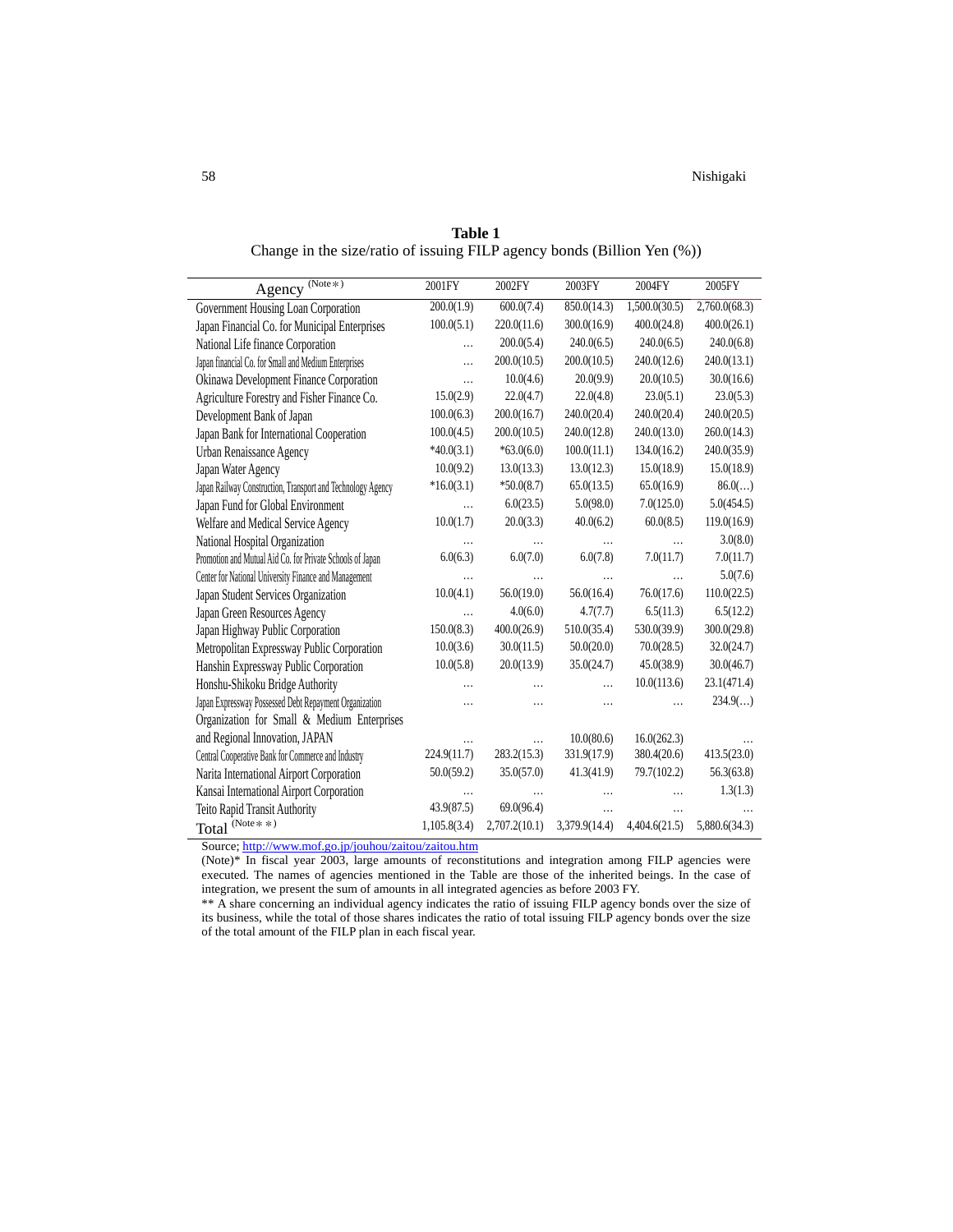**Table 1**
Change in the size/ratio of issuing FILP agency bonds (Billion Yen (%))

| Agency (Note*) | 2001FY | 2002FY | 2003FY | 2004FY | 2005FY |
|---|---|---|---|---|---|
| Government Housing Loan Corporation | 200.0(1.9) | 600.0(7.4) | 850.0(14.3) | 1,500.0(30.5) | 2,760.0(68.3) |
| Japan Financial Co. for Municipal Enterprises | 100.0(5.1) | 220.0(11.6) | 300.0(16.9) | 400.0(24.8) | 400.0(26.1) |
| National Life finance Corporation | … | 200.0(5.4) | 240.0(6.5) | 240.0(6.5) | 240.0(6.8) |
| Japan financial Co. for Small and Medium Enterprises | … | 200.0(10.5) | 200.0(10.5) | 240.0(12.6) | 240.0(13.1) |
| Okinawa Development Finance Corporation | … | 10.0(4.6) | 20.0(9.9) | 20.0(10.5) | 30.0(16.6) |
| Agriculture Forestry and Fisher Finance Co. | 15.0(2.9) | 22.0(4.7) | 22.0(4.8) | 23.0(5.1) | 23.0(5.3) |
| Development Bank of Japan | 100.0(6.3) | 200.0(16.7) | 240.0(20.4) | 240.0(20.4) | 240.0(20.5) |
| Japan Bank for International Cooperation | 100.0(4.5) | 200.0(10.5) | 240.0(12.8) | 240.0(13.0) | 260.0(14.3) |
| Urban Renaissance Agency | *40.0(3.1) | *63.0(6.0) | 100.0(11.1) | 134.0(16.2) | 240.0(35.9) |
| Japan Water Agency | 10.0(9.2) | 13.0(13.3) | 13.0(12.3) | 15.0(18.9) | 15.0(18.9) |
| Japan Railway Construction, Transport and Technology Agency | *16.0(3.1) | *50.0(8.7) | 65.0(13.5) | 65.0(16.9) | 86.0(…) |
| Japan Fund for Global Environment | … | 6.0(23.5) | 5.0(98.0) | 7.0(125.0) | 5.0(454.5) |
| Welfare and Medical Service Agency | 10.0(1.7) | 20.0(3.3) | 40.0(6.2) | 60.0(8.5) | 119.0(16.9) |
| National Hospital Organization | … | … | … | … | 3.0(8.0) |
| Promotion and Mutual Aid Co. for Private Schools of Japan | 6.0(6.3) | 6.0(7.0) | 6.0(7.8) | 7.0(11.7) | 7.0(11.7) |
| Center for National University Finance and Management | … | … | … | … | 5.0(7.6) |
| Japan Student Services Organization | 10.0(4.1) | 56.0(19.0) | 56.0(16.4) | 76.0(17.6) | 110.0(22.5) |
| Japan Green Resources Agency | … | 4.0(6.0) | 4.7(7.7) | 6.5(11.3) | 6.5(12.2) |
| Japan Highway Public Corporation | 150.0(8.3) | 400.0(26.9) | 510.0(35.4) | 530.0(39.9) | 300.0(29.8) |
| Metropolitan Expressway Public Corporation | 10.0(3.6) | 30.0(11.5) | 50.0(20.0) | 70.0(28.5) | 32.0(24.7) |
| Hanshin Expressway Public Corporation | 10.0(5.8) | 20.0(13.9) | 35.0(24.7) | 45.0(38.9) | 30.0(46.7) |
| Honshu-Shikoku Bridge Authority | … | … | … | 10.0(113.6) | 23.1(471.4) |
| Japan Expressway Possessed Debt Repayment Organization | … | … | … | … | 234.9(…) |
| Organization for Small & Medium Enterprises and Regional Innovation, JAPAN | … | … | 10.0(80.6) | 16.0(262.3) | … |
| Central Cooperative Bank for Commerce and Industry | 224.9(11.7) | 283.2(15.3) | 331.9(17.9) | 380.4(20.6) | 413.5(23.0) |
| Narita International Airport Corporation | 50.0(59.2) | 35.0(57.0) | 41.3(41.9) | 79.7(102.2) | 56.3(63.8) |
| Kansai International Airport Corporation | … | … | … | … | 1.3(1.3) |
| Teito Rapid Transit Authority | 43.9(87.5) | 69.0(96.4) | … | … | … |
| Total (Note**) | 1,105.8(3.4) | 2,707.2(10.1) | 3,379.9(14.4) | 4,404.6(21.5) | 5,880.6(34.3) |

Source; http://www.mof.go.jp/jouhou/zaitou/zaitou.htm

(Note)* In fiscal year 2003, large amounts of reconstitutions and integration among FILP agencies were executed. The names of agencies mentioned in the Table are those of the inherited beings. In the case of integration, we present the sum of amounts in all integrated agencies as before 2003 FY.

** A share concerning an individual agency indicates the ratio of issuing FILP agency bonds over the size of its business, while the total of those shares indicates the ratio of total issuing FILP agency bonds over the size of the total amount of the FILP plan in each fiscal year.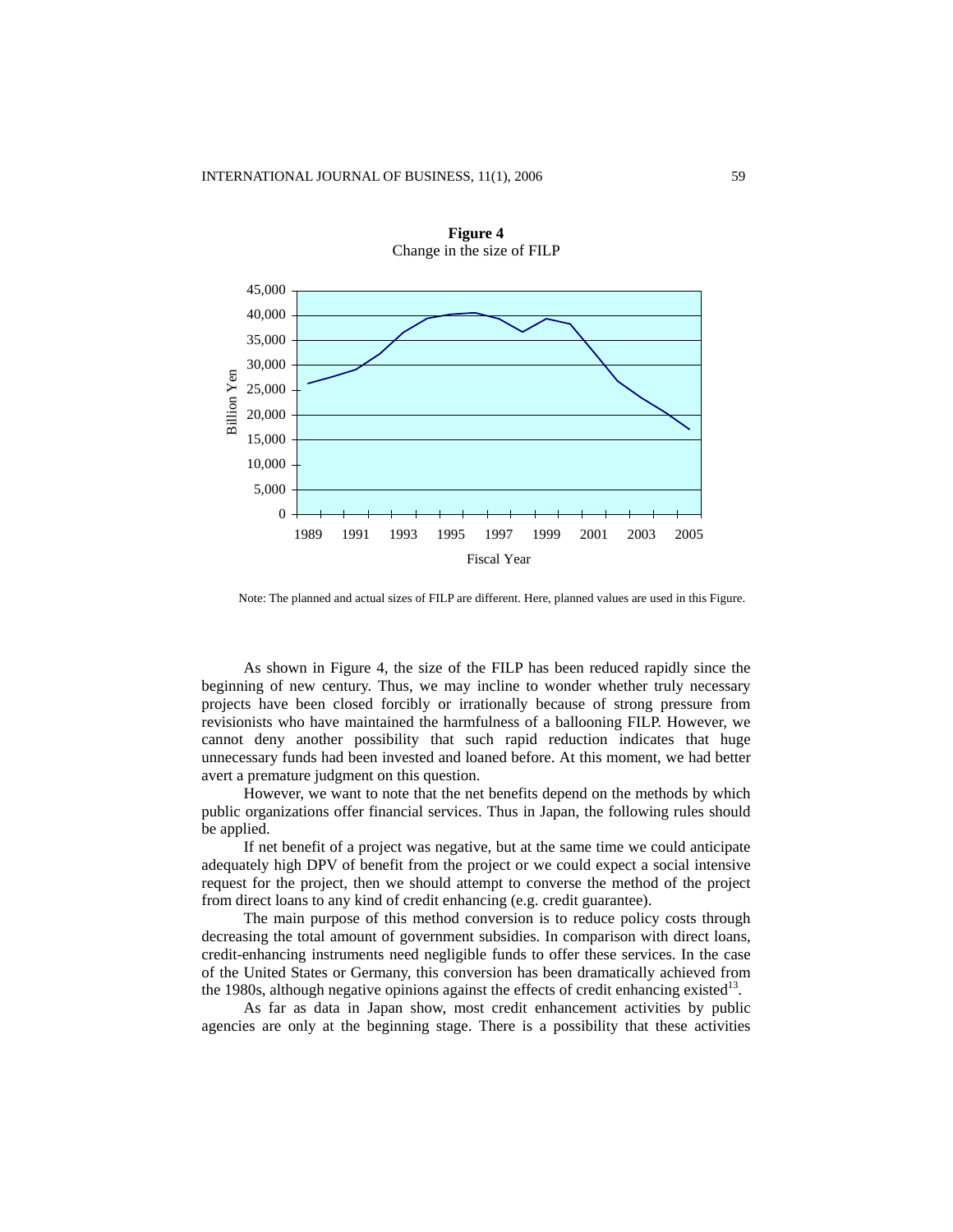**Figure 4**
Change in the size of FILP

Note: The planned and actual sizes of FILP are different. Here, planned values are used in this Figure.

As shown in Figure 4, the size of the FILP has been reduced rapidly since the beginning of new century. Thus, we may incline to wonder whether truly necessary projects have been closed forcibly or irrationally because of strong pressure from revisionists who have maintained the harmfulness of a ballooning FILP. However, we cannot deny another possibility that such rapid reduction indicates that huge unnecessary funds had been invested and loaned before. At this moment, we had better avert a premature judgment on this question.

However, we want to note that the net benefits depend on the methods by which public organizations offer financial services. Thus in Japan, the following rules should be applied.

If net benefit of a project was negative, but at the same time we could anticipate adequately high DPV of benefit from the project or we could expect a social intensive request for the project, then we should attempt to converse the method of the project from direct loans to any kind of credit enhancing (e.g. credit guarantee).

The main purpose of this method conversion is to reduce policy costs through decreasing the total amount of government subsidies. In comparison with direct loans, credit-enhancing instruments need negligible funds to offer these services. In the case of the United States or Germany, this conversion has been dramatically achieved from the 1980s, although negative opinions against the effects of credit enhancing existed[13].

As far as data in Japan show, most credit enhancement activities by public agencies are only at the beginning stage. There is a possibility that these activities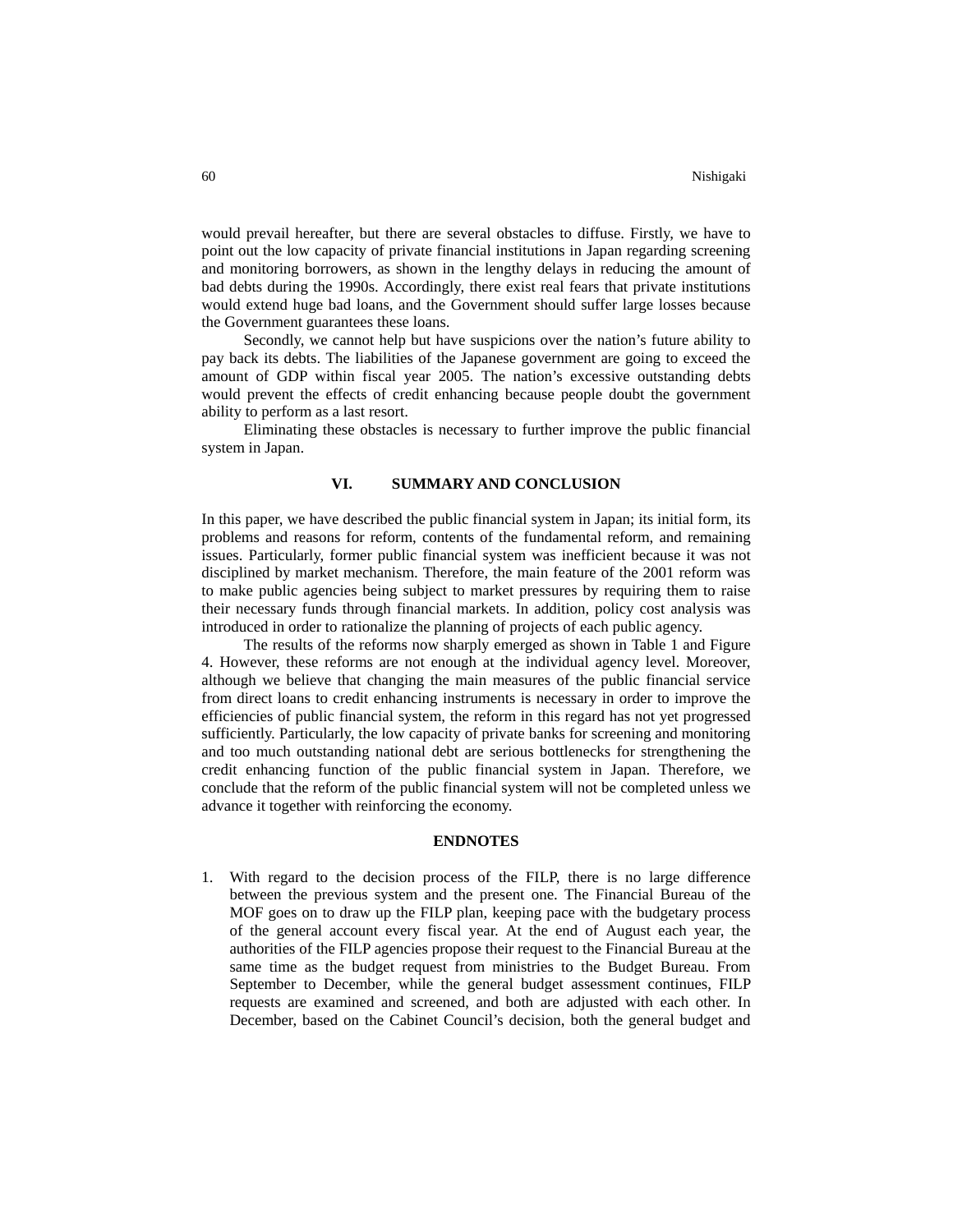would prevail hereafter, but there are several obstacles to diffuse. Firstly, we have to point out the low capacity of private financial institutions in Japan regarding screening and monitoring borrowers, as shown in the lengthy delays in reducing the amount of bad debts during the 1990s. Accordingly, there exist real fears that private institutions would extend huge bad loans, and the Government should suffer large losses because the Government guarantees these loans.

Secondly, we cannot help but have suspicions over the nation's future ability to pay back its debts. The liabilities of the Japanese government are going to exceed the amount of GDP within fiscal year 2005. The nation's excessive outstanding debts would prevent the effects of credit enhancing because people doubt the government ability to perform as a last resort.

Eliminating these obstacles is necessary to further improve the public financial system in Japan.

## VI. SUMMARY AND CONCLUSION

In this paper, we have described the public financial system in Japan; its initial form, its problems and reasons for reform, contents of the fundamental reform, and remaining issues. Particularly, former public financial system was inefficient because it was not disciplined by market mechanism. Therefore, the main feature of the 2001 reform was to make public agencies being subject to market pressures by requiring them to raise their necessary funds through financial markets. In addition, policy cost analysis was introduced in order to rationalize the planning of projects of each public agency.

The results of the reforms now sharply emerged as shown in Table 1 and Figure 4. However, these reforms are not enough at the individual agency level. Moreover, although we believe that changing the main measures of the public financial service from direct loans to credit enhancing instruments is necessary in order to improve the efficiencies of public financial system, the reform in this regard has not yet progressed sufficiently. Particularly, the low capacity of private banks for screening and monitoring and too much outstanding national debt are serious bottlenecks for strengthening the credit enhancing function of the public financial system in Japan. Therefore, we conclude that the reform of the public financial system will not be completed unless we advance it together with reinforcing the economy.

## ENDNOTES

1. With regard to the decision process of the FILP, there is no large difference between the previous system and the present one. The Financial Bureau of the MOF goes on to draw up the FILP plan, keeping pace with the budgetary process of the general account every fiscal year. At the end of August each year, the authorities of the FILP agencies propose their request to the Financial Bureau at the same time as the budget request from ministries to the Budget Bureau. From September to December, while the general budget assessment continues, FILP requests are examined and screened, and both are adjusted with each other. In December, based on the Cabinet Council's decision, both the general budget and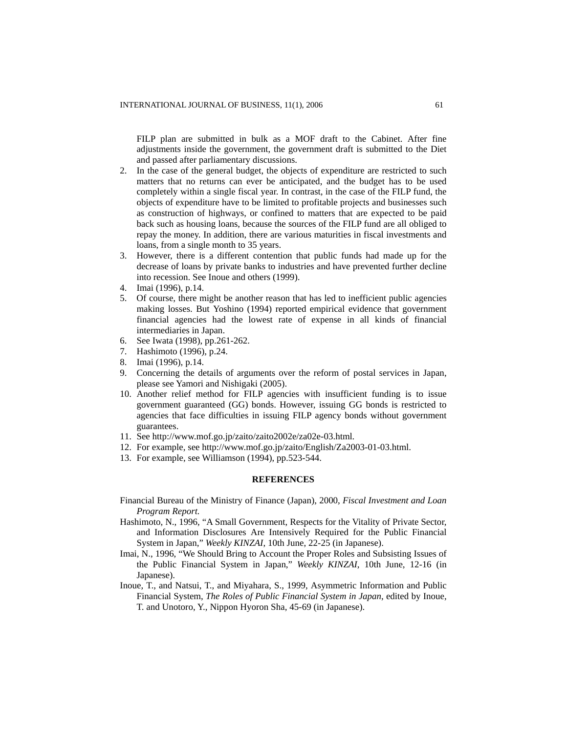FILP plan are submitted in bulk as a MOF draft to the Cabinet. After fine adjustments inside the government, the government draft is submitted to the Diet and passed after parliamentary discussions.

2. In the case of the general budget, the objects of expenditure are restricted to such matters that no returns can ever be anticipated, and the budget has to be used completely within a single fiscal year. In contrast, in the case of the FILP fund, the objects of expenditure have to be limited to profitable projects and businesses such as construction of highways, or confined to matters that are expected to be paid back such as housing loans, because the sources of the FILP fund are all obliged to repay the money. In addition, there are various maturities in fiscal investments and loans, from a single month to 35 years.
3. However, there is a different contention that public funds had made up for the decrease of loans by private banks to industries and have prevented further decline into recession. See Inoue and others (1999).
4. Imai (1996), p.14.
5. Of course, there might be another reason that has led to inefficient public agencies making losses. But Yoshino (1994) reported empirical evidence that government financial agencies had the lowest rate of expense in all kinds of financial intermediaries in Japan.
6. See Iwata (1998), pp.261-262.
7. Hashimoto (1996), p.24.
8. Imai (1996), p.14.
9. Concerning the details of arguments over the reform of postal services in Japan, please see Yamori and Nishigaki (2005).
10. Another relief method for FILP agencies with insufficient funding is to issue government guaranteed (GG) bonds. However, issuing GG bonds is restricted to agencies that face difficulties in issuing FILP agency bonds without government guarantees.
11. See http://www.mof.go.jp/zaito/zaito2002e/za02e-03.html.
12. For example, see http://www.mof.go.jp/zaito/English/Za2003-01-03.html.
13. For example, see Williamson (1994), pp.523-544.

## REFERENCES

Financial Bureau of the Ministry of Finance (Japan), 2000, *Fiscal Investment and Loan Program Report.*

Hashimoto, N., 1996, "A Small Government, Respects for the Vitality of Private Sector, and Information Disclosures Are Intensively Required for the Public Financial System in Japan," *Weekly KINZAI*, 10th June, 22-25 (in Japanese).

Imai, N., 1996, "We Should Bring to Account the Proper Roles and Subsisting Issues of the Public Financial System in Japan," *Weekly KINZAI*, 10th June, 12-16 (in Japanese).

Inoue, T., and Natsui, T., and Miyahara, S., 1999, Asymmetric Information and Public Financial System, *The Roles of Public Financial System in Japan*, edited by Inoue, T. and Unotoro, Y., Nippon Hyoron Sha, 45-69 (in Japanese).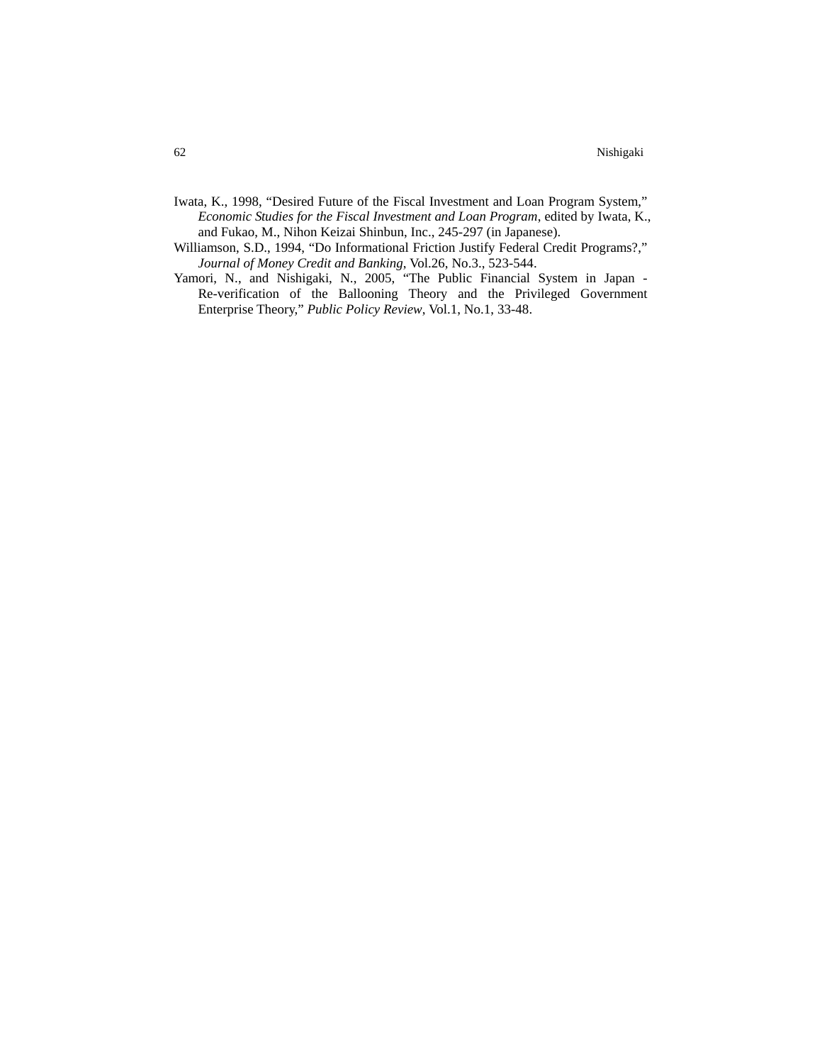Iwata, K., 1998, “Desired Future of the Fiscal Investment and Loan Program System,” *Economic Studies for the Fiscal Investment and Loan Program*, edited by Iwata, K., and Fukao, M., Nihon Keizai Shinbun, Inc., 245-297 (in Japanese).

Williamson, S.D., 1994, “Do Informational Friction Justify Federal Credit Programs?,” *Journal of Money Credit and Banking*, Vol.26, No.3., 523-544.

Yamori, N., and Nishigaki, N., 2005, “The Public Financial System in Japan - Re-verification of the Ballooning Theory and the Privileged Government Enterprise Theory,” *Public Policy Review*, Vol.1, No.1, 33-48.